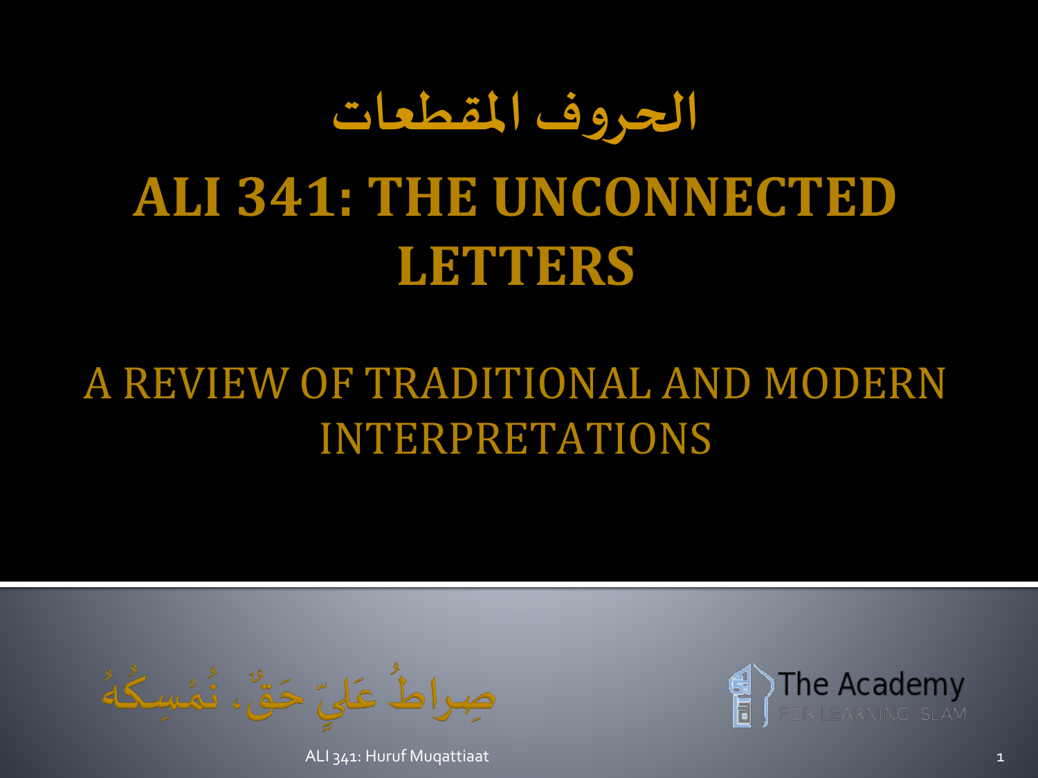# الحروف المقطعات

# ALI 341: THE UNCONNECTED LETTERS

## A REVIEW OF TRADITIONAL AND MODERN INTERPRETATIONS

صِراطُ عَلِيٍّ حَقٌّ، نُمْسِكُهُ

The Academy FOR LEARNING ISLAM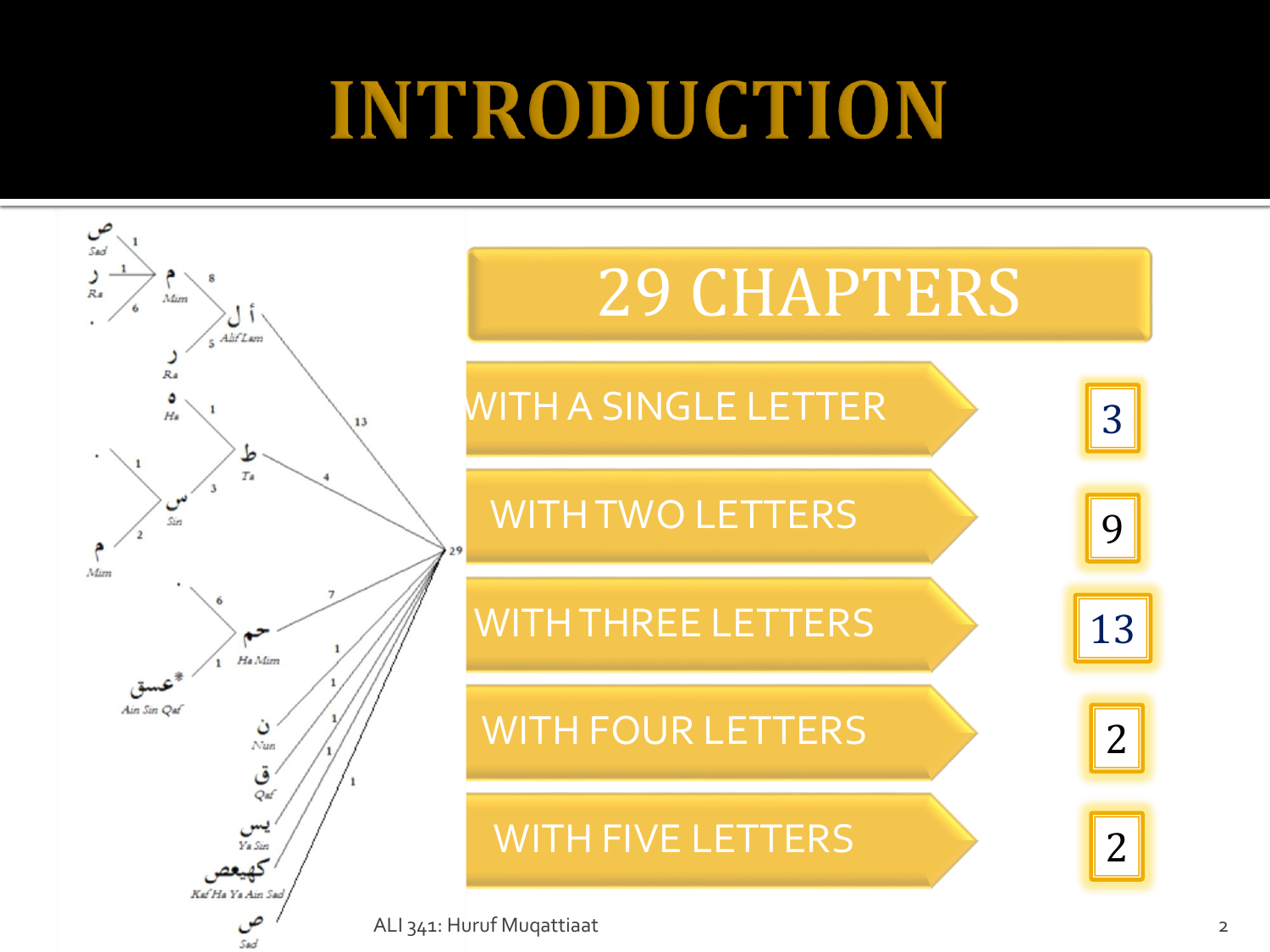# INTRODUCTION

## 29 CHAPTERS

| | |
|---|---|
| WITH A SINGLE LETTER | 3 |
| WITH TWO LETTERS | 9 |
| WITH THREE LETTERS | 13 |
| WITH FOUR LETTERS | 2 |
| WITH FIVE LETTERS | 2 |

ص Sad, ر Ra, م Mim, أ ل Alif Lam, ر Ra, ه Ha, ط Ta, س Sin, م Mim, حم Ha Mim, عسق* Ain Sin Qaf, ن Nun, ق Qaf, يس Ya Sin, كهيعص Kaf Ha Ya Ain Sad, ص Sad

ALI 341: Huruf Muqattiaat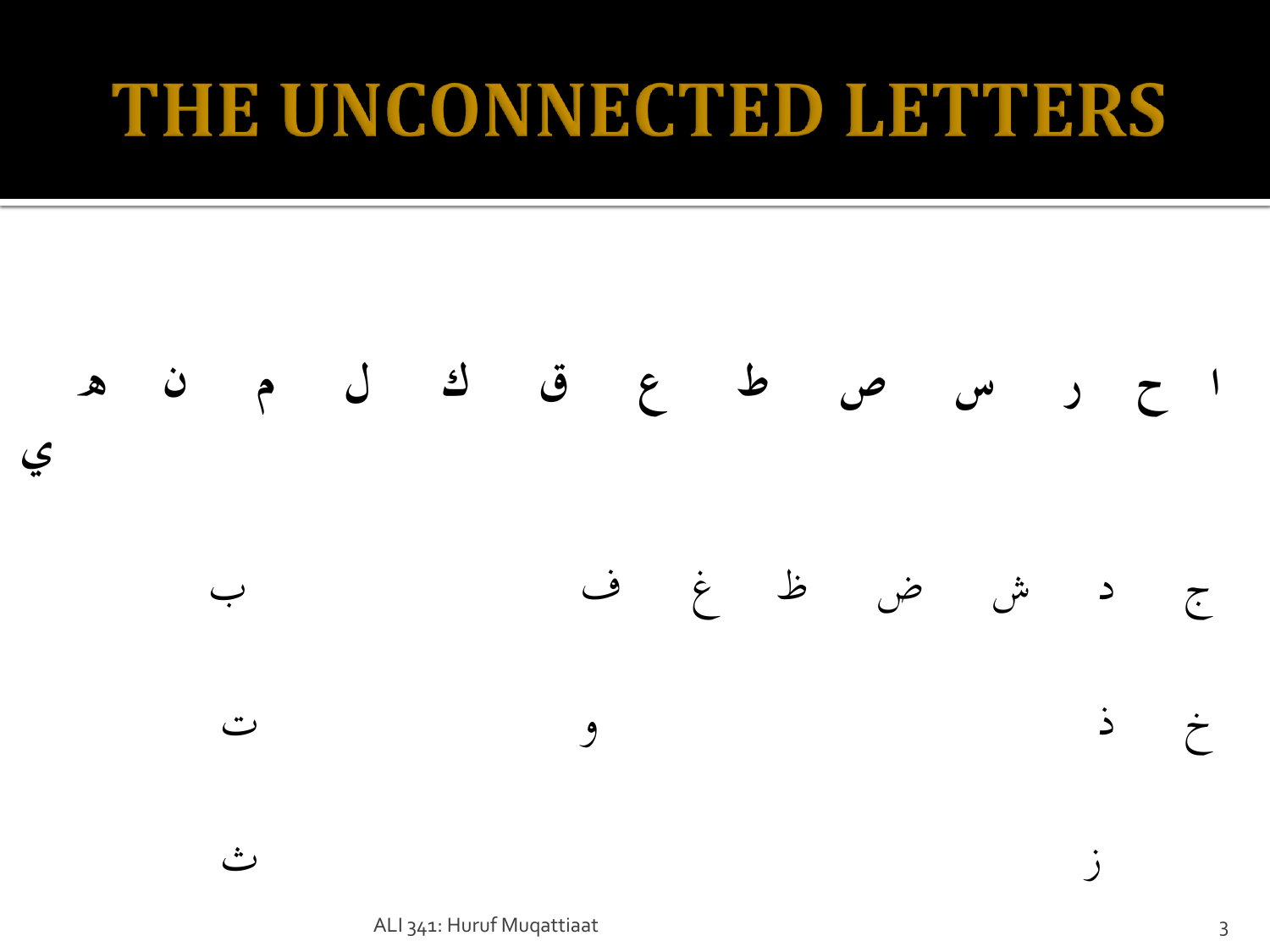# THE UNCONNECTED LETTERS

ا ح ر س ص ط ع ق ك ل م ن ه ي

ج د ش ض ظ غ ف ب

خ ذ و ت

ز ث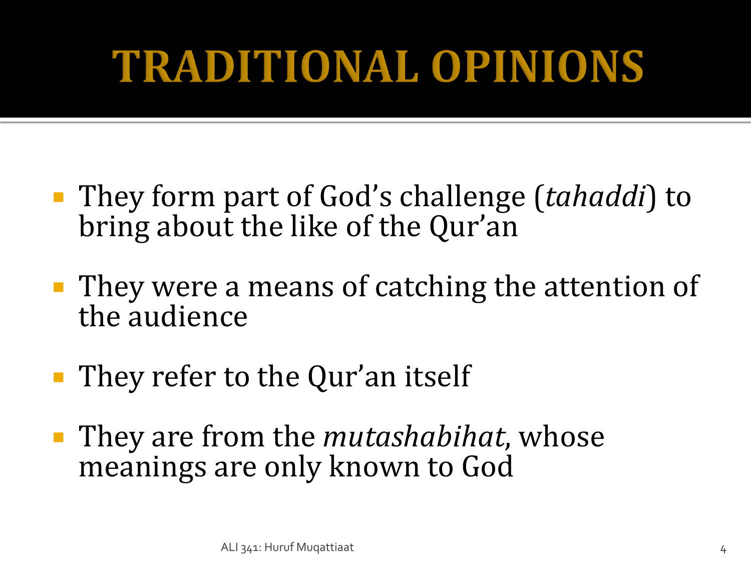# TRADITIONAL OPINIONS

- They form part of God's challenge (*tahaddi*) to bring about the like of the Qur'an
- They were a means of catching the attention of the audience
- They refer to the Qur'an itself
- They are from the *mutashabihat,* whose meanings are only known to God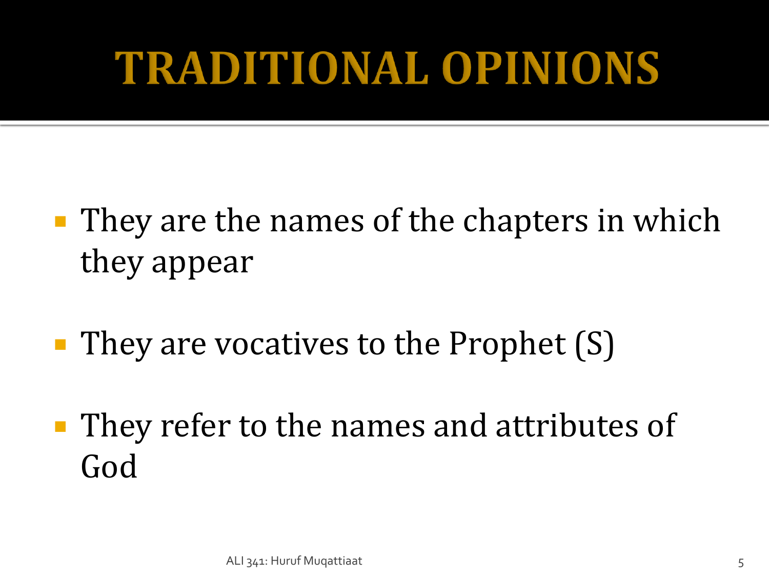# TRADITIONAL OPINIONS

- They are the names of the chapters in which they appear
- They are vocatives to the Prophet (S)
- They refer to the names and attributes of God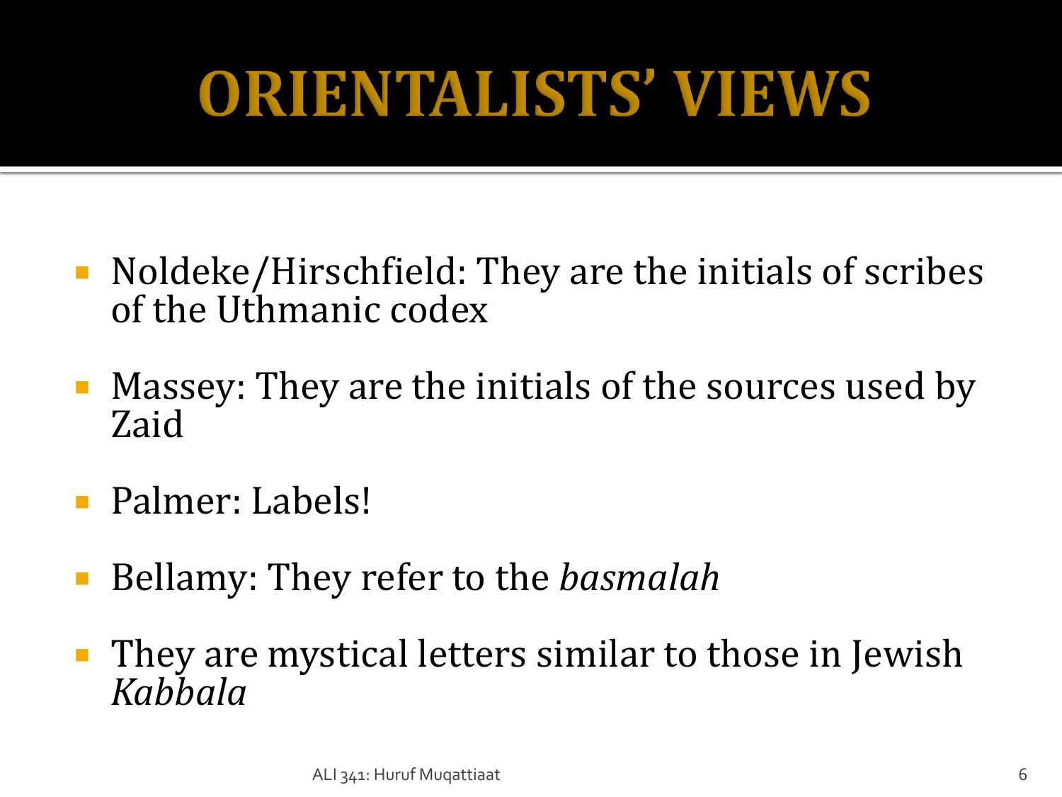# ORIENTALISTS' VIEWS

- Noldeke/Hirschfield: They are the initials of scribes of the Uthmanic codex
- Massey: They are the initials of the sources used by Zaid
- Palmer: Labels!
- Bellamy: They refer to the *basmalah*
- They are mystical letters similar to those in Jewish *Kabbala*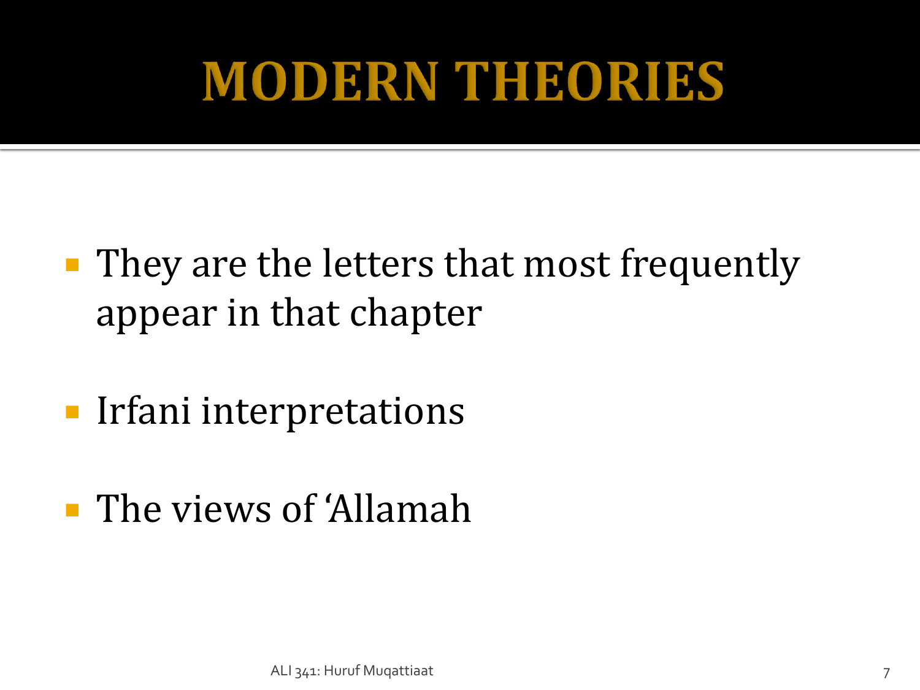# MODERN THEORIES

- They are the letters that most frequently appear in that chapter
- Irfani interpretations
- The views of 'Allamah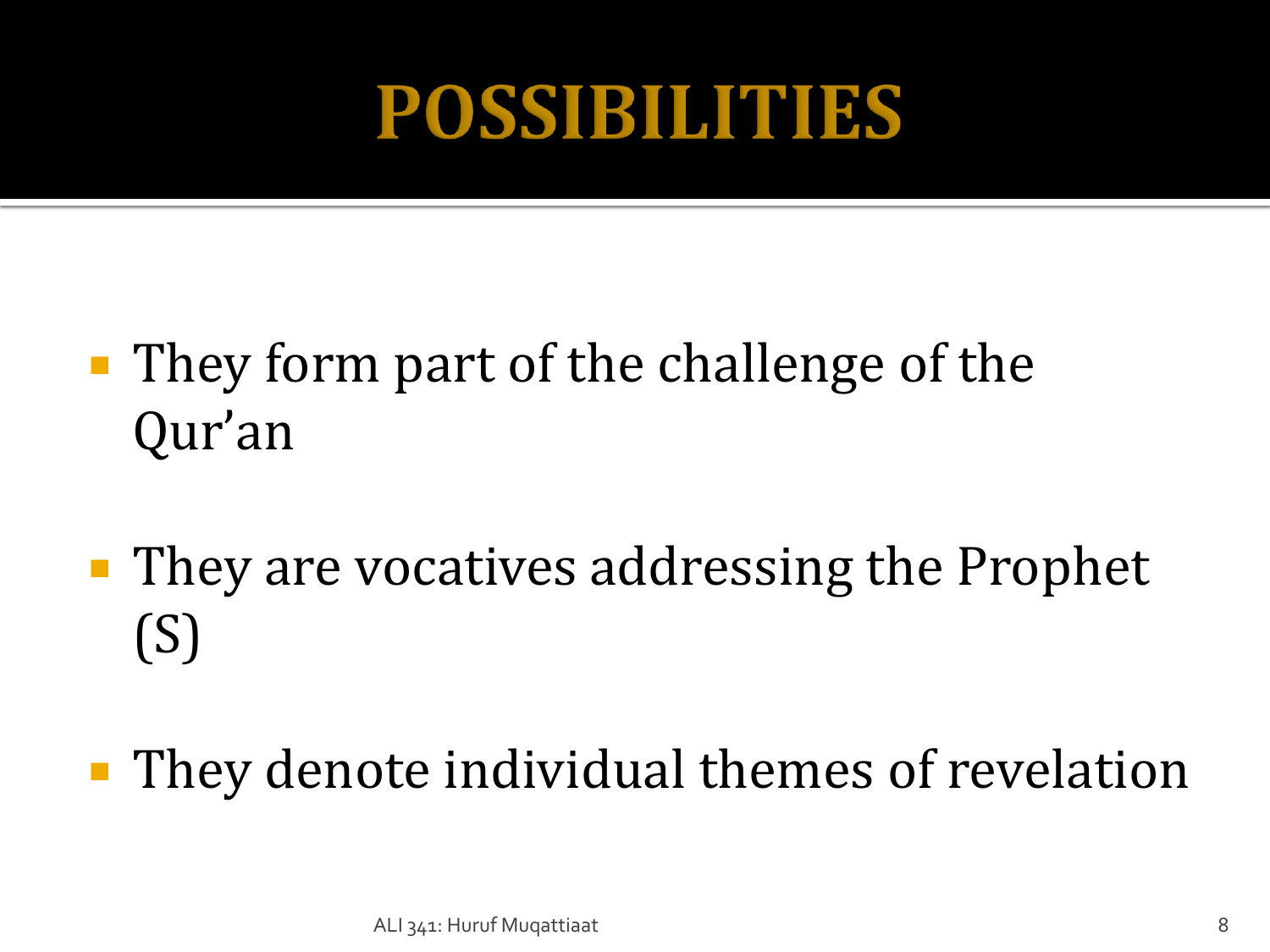# POSSIBILITIES

- They form part of the challenge of the Qur'an
- They are vocatives addressing the Prophet (S)
- They denote individual themes of revelation